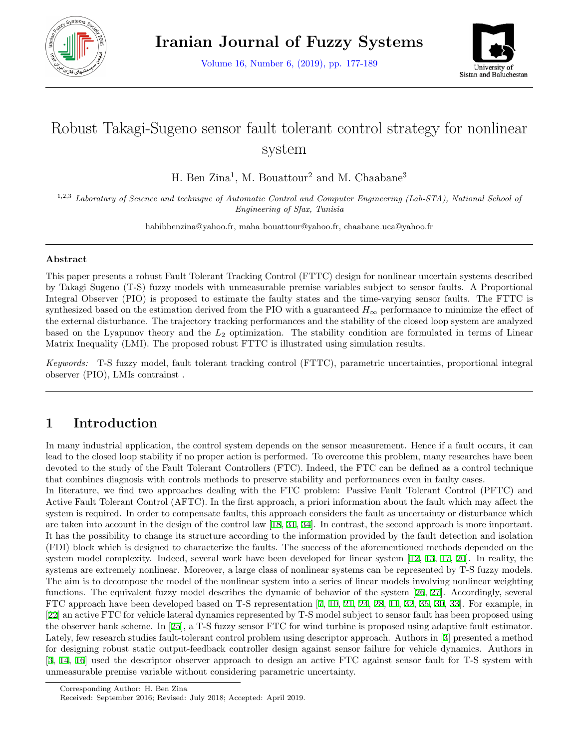# Robust Takagi-Sugeno sensor fault tolerant control strategy for nonlinear system

H. Ben Zina[1], M. Bouattour[2] and M. Chaabane[3]

[1,2,3] *Laboratory of Science and technique of Automatic Control and Computer Engineering (Lab-STA), National School of Engineering of Sfax, Tunisia*

habibbenzina@yahoo.fr, maha_bouattour@yahoo.fr, chaabane_uca@yahoo.fr

---

### Abstract

This paper presents a robust Fault Tolerant Tracking Control (FTTC) design for nonlinear uncertain systems described by Takagi Sugeno (T-S) fuzzy models with unmeasurable premise variables subject to sensor faults. A Proportional Integral Observer (PIO) is proposed to estimate the faulty states and the time-varying sensor faults. The FTTC is synthesized based on the estimation derived from the PIO with a guaranteed $H_\infty$ performance to minimize the effect of the external disturbance. The trajectory tracking performances and the stability of the closed loop system are analyzed based on the Lyapunov theory and the $L_2$ optimization. The stability condition are formulated in terms of Linear Matrix Inequality (LMI). The proposed robust FTTC is illustrated using simulation results.

*Keywords:* T-S fuzzy model, fault tolerant tracking control (FTTC), parametric uncertainties, proportional integral observer (PIO), LMIs contrainst .

---

## 1 Introduction

In many industrial application, the control system depends on the sensor measurement. Hence if a fault occurs, it can lead to the closed loop stability if no proper action is performed. To overcome this problem, many researches have been devoted to the study of the Fault Tolerant Controllers (FTC). Indeed, the FTC can be defined as a control technique that combines diagnosis with controls methods to preserve stability and performances even in faulty cases.
In literature, we find two approaches dealing with the FTC problem: Passive Fault Tolerant Control (PFTC) and Active Fault Tolerant Control (AFTC). In the first approach, a priori information about the fault which may affect the system is required. In order to compensate faults, this approach considers the fault as uncertainty or disturbance which are taken into account in the design of the control law [18, 31, 34]. In contrast, the second approach is more important. It has the possibility to change its structure according to the information provided by the fault detection and isolation (FDI) block which is designed to characterize the faults. The success of the aforementioned methods depended on the system model complexity. Indeed, several work have been developed for linear system [12, 13, 17, 20]. In reality, the systems are extremely nonlinear. Moreover, a large class of nonlinear systems can be represented by T-S fuzzy models. The aim is to decompose the model of the nonlinear system into a series of linear models involving nonlinear weighting functions. The equivalent fuzzy model describes the dynamic of behavior of the system [26, 27]. Accordingly, several FTC approach have been developed based on T-S representation [7, 10, 21, 24, 28, 11, 32, 35, 30, 33]. For example, in [22] an active FTC for vehicle lateral dynamics represented by T-S model subject to sensor fault has been proposed using the observer bank scheme. In [25], a T-S fuzzy sensor FTC for wind turbine is proposed using adaptive fault estimator. Lately, few research studies fault-tolerant control problem using descriptor approach. Authors in [3] presented a method for designing robust static output-feedback controller design against sensor failure for vehicle dynamics. Authors in [3, 14, 16] used the descriptor observer approach to design an active FTC against sensor fault for T-S system with unmeasurable premise variable without considering parametric uncertainty.

Corresponding Author: H. Ben Zina
Received: September 2016; Revised: July 2018; Accepted: April 2019.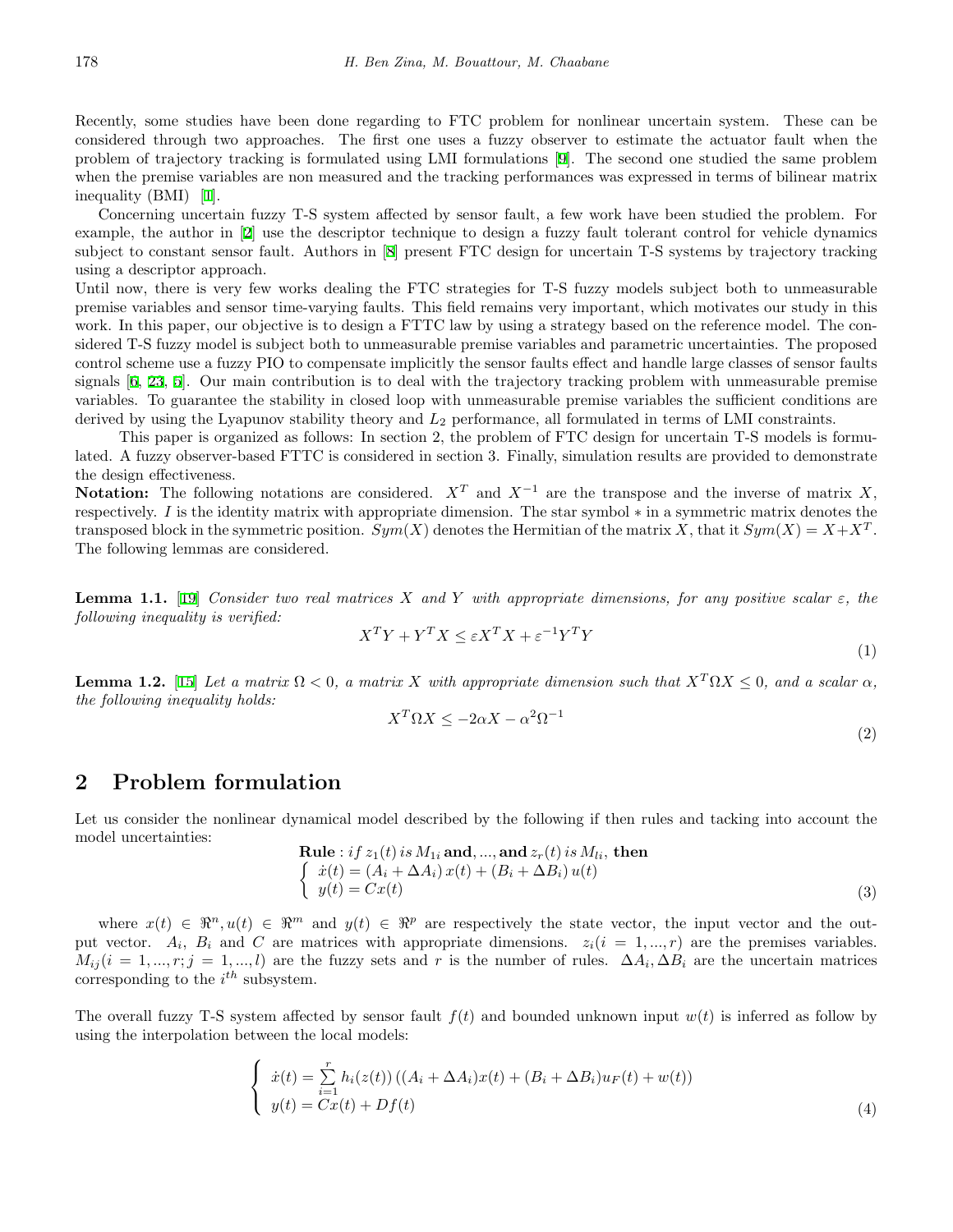Recently, some studies have been done regarding to FTC problem for nonlinear uncertain system. These can be considered through two approaches. The first one uses a fuzzy observer to estimate the actuator fault when the problem of trajectory tracking is formulated using LMI formulations [9]. The second one studied the same problem when the premise variables are non measured and the tracking performances was expressed in terms of bilinear matrix inequality (BMI) [1].

Concerning uncertain fuzzy T-S system affected by sensor fault, a few work have been studied the problem. For example, the author in [2] use the descriptor technique to design a fuzzy fault tolerant control for vehicle dynamics subject to constant sensor fault. Authors in [8] present FTC design for uncertain T-S systems by trajectory tracking using a descriptor approach.

Until now, there is very few works dealing the FTC strategies for T-S fuzzy models subject both to unmeasurable premise variables and sensor time-varying faults. This field remains very important, which motivates our study in this work. In this paper, our objective is to design a FTTC law by using a strategy based on the reference model. The considered T-S fuzzy model is subject both to unmeasurable premise variables and parametric uncertainties. The proposed control scheme use a fuzzy PIO to compensate implicitly the sensor faults effect and handle large classes of sensor faults signals [6, 23, 5]. Our main contribution is to deal with the trajectory tracking problem with unmeasurable premise variables. To guarantee the stability in closed loop with unmeasurable premise variables the sufficient conditions are derived by using the Lyapunov stability theory and $L_2$ performance, all formulated in terms of LMI constraints.

This paper is organized as follows: In section 2, the problem of FTC design for uncertain T-S models is formulated. A fuzzy observer-based FTTC is considered in section 3. Finally, simulation results are provided to demonstrate the design effectiveness.

**Notation:** The following notations are considered. $X^T$ and $X^{-1}$ are the transpose and the inverse of matrix $X$, respectively. $I$ is the identity matrix with appropriate dimension. The star symbol $*$ in a symmetric matrix denotes the transposed block in the symmetric position. $Sym(X)$ denotes the Hermitian of the matrix $X$, that it $Sym(X) = X + X^T$. The following lemmas are considered.

**Lemma 1.1.** [19] *Consider two real matrices $X$ and $Y$ with appropriate dimensions, for any positive scalar $\varepsilon$, the following inequality is verified:*

$$X^T Y + Y^T X \leq \varepsilon X^T X + \varepsilon^{-1} Y^T Y \tag{1}$$

**Lemma 1.2.** [15] *Let a matrix $\Omega < 0$, a matrix $X$ with appropriate dimension such that $X^T \Omega X \leq 0$, and a scalar $\alpha$, the following inequality holds:*

$$X^T \Omega X \leq -2\alpha X - \alpha^2 \Omega^{-1} \tag{2}$$

## 2 Problem formulation

Let us consider the nonlinear dynamical model described by the following if then rules and tacking into account the model uncertainties:

$$\begin{array}{l} \textbf{Rule} : if\ z_1(t)\ is\ M_{1i}\ \textbf{and}, ..., \textbf{and}\ z_r(t)\ is\ M_{li},\ \textbf{then} \\ \left\{ \begin{array}{l} \dot{x}(t) = (A_i + \Delta A_i)\, x(t) + (B_i + \Delta B_i)\, u(t) \\ y(t) = Cx(t) \end{array} \right. \end{array} \tag{3}$$

where $x(t) \in \Re^n, u(t) \in \Re^m$ and $y(t) \in \Re^p$ are respectively the state vector, the input vector and the output vector. $A_i$, $B_i$ and $C$ are matrices with appropriate dimensions. $z_i(i = 1, ..., r)$ are the premises variables. $M_{ij}(i = 1, ..., r; j = 1, ..., l)$ are the fuzzy sets and $r$ is the number of rules. $\Delta A_i, \Delta B_i$ are the uncertain matrices corresponding to the $i^{th}$ subsystem.

The overall fuzzy T-S system affected by sensor fault $f(t)$ and bounded unknown input $w(t)$ is inferred as follow by using the interpolation between the local models:

$$\left\{ \begin{array}{l} \dot{x}(t) = \sum\limits_{i=1}^{r} h_i(z(t)) \left( (A_i + \Delta A_i)x(t) + (B_i + \Delta B_i)u_F(t) + w(t) \right) \\ y(t) = Cx(t) + Df(t) \end{array} \right. \tag{4}$$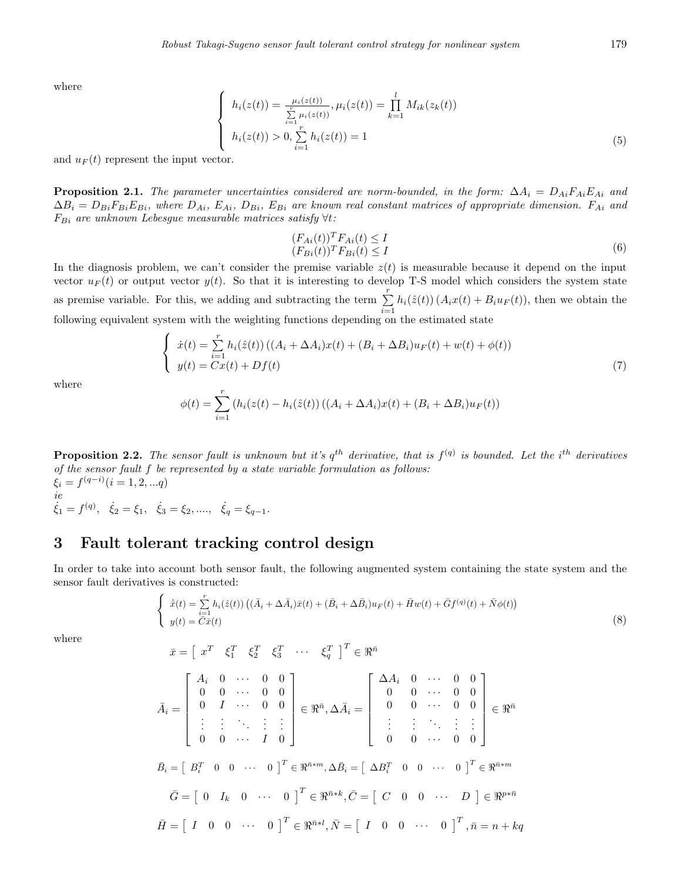where

$$
\left\{
\begin{array}{l}
h_i(z(t)) = \frac{\mu_i(z(t))}{\sum\limits_{i=1}^{r} \mu_i(z(t))}, \mu_i(z(t)) = \prod\limits_{k=1}^{l} M_{ik}(z_k(t)) \\
h_i(z(t)) > 0, \sum\limits_{i=1}^{r} h_i(z(t)) = 1
\end{array}
\right.
\tag{5}
$$

and $u_F(t)$ represent the input vector.

**Proposition 2.1.** *The parameter uncertainties considered are norm-bounded, in the form: $\Delta A_i = D_{Ai}F_{Ai}E_{Ai}$ and $\Delta B_i = D_{Bi}F_{Bi}E_{Bi}$, where $D_{Ai}$, $E_{Ai}$, $D_{Bi}$, $E_{Bi}$ are known real constant matrices of appropriate dimension. $F_{Ai}$ and $F_{Bi}$ are unknown Lebesgue measurable matrices satisfy $\forall t$:*

$$
\begin{array}{l}
(F_{Ai}(t))^T F_{Ai}(t) \leq I \\
(F_{Bi}(t))^T F_{Bi}(t) \leq I
\end{array}
\tag{6}
$$

In the diagnosis problem, we can't consider the premise variable $z(t)$ is measurable because it depend on the input vector $u_F(t)$ or output vector $y(t)$. So that it is interesting to develop T-S model which considers the system state as premise variable. For this, we adding and subtracting the term $\sum\limits_{i=1}^{r} h_i(\hat{z}(t)) (A_i x(t) + B_i u_F(t))$, then we obtain the following equivalent system with the weighting functions depending on the estimated state

$$
\left\{
\begin{array}{l}
\dot{x}(t) = \sum\limits_{i=1}^{r} h_i(\hat{z}(t)) \left((A_i + \Delta A_i)x(t) + (B_i + \Delta B_i)u_F(t) + w(t) + \phi(t)\right) \\
y(t) = Cx(t) + Df(t)
\end{array}
\right.
\tag{7}
$$

where

$$
\phi(t) = \sum_{i=1}^{r} \left(h_i(z(t) - h_i(\hat{z}(t))\right) \left((A_i + \Delta A_i)x(t) + (B_i + \Delta B_i)u_F(t)\right)
$$

**Proposition 2.2.** *The sensor fault is unknown but it's $q^{th}$ derivative, that is $f^{(q)}$ is bounded. Let the $i^{th}$ derivatives of the sensor fault $f$ be represented by a state variable formulation as follows:*
*$\xi_i = f^{(q-i)} (i = 1, 2, ...q)$*
*ie*
*$\dot{\xi}_1 = f^{(q)}, \quad \dot{\xi}_2 = \xi_1, \quad \dot{\xi}_3 = \xi_2, ...., \quad \dot{\xi}_q = \xi_{q-1}$.*

# 3 Fault tolerant tracking control design

In order to take into account both sensor fault, the following augmented system containing the state system and the sensor fault derivatives is constructed:

$$
\left\{
\begin{array}{l}
\dot{\bar{x}}(t) = \sum\limits_{i=1}^{r} h_i(\hat{z}(t)) \left((\bar{A}_i + \Delta\bar{A}_i)\bar{x}(t) + (\bar{B}_i + \Delta\bar{B}_i)u_F(t) + \bar{H}w(t) + \bar{G}f^{(q)}(t) + \bar{N}\phi(t)\right) \\
y(t) = \bar{C}\bar{x}(t)
\end{array}
\right.
\tag{8}
$$

where

$$
\bar{x} = \left[\begin{array}{cccccc} x^T & \xi_1^T & \xi_2^T & \xi_3^T & \cdots & \xi_q^T \end{array}\right]^T \in \Re^{\bar{n}}
$$

$$
\bar{A}_i = \left[\begin{array}{ccccc}
A_i & 0 & \cdots & 0 & 0 \\
0 & 0 & \cdots & 0 & 0 \\
0 & I & \cdots & 0 & 0 \\
\vdots & \vdots & \ddots & \vdots & \vdots \\
0 & 0 & \cdots & I & 0
\end{array}\right] \in \Re^{\bar{n}}, \Delta\bar{A}_i = \left[\begin{array}{ccccc}
\Delta A_i & 0 & \cdots & 0 & 0 \\
0 & 0 & \cdots & 0 & 0 \\
0 & 0 & \cdots & 0 & 0 \\
\vdots & \vdots & \ddots & \vdots & \vdots \\
0 & 0 & \cdots & 0 & 0
\end{array}\right] \in \Re^{\bar{n}}
$$

$$
\bar{B}_i = \left[\begin{array}{ccccc} B_i^T & 0 & 0 & \cdots & 0 \end{array}\right]^T \in \Re^{\bar{n}*m}, \Delta\bar{B}_i = \left[\begin{array}{ccccc} \Delta B_i^T & 0 & 0 & \cdots & 0 \end{array}\right]^T \in \Re^{\bar{n}*m}
$$

$$
\bar{G} = \left[\begin{array}{ccccc} 0 & I_k & 0 & \cdots & 0 \end{array}\right]^T \in \Re^{\bar{n}*k}, \bar{C} = \left[\begin{array}{ccccc} C & 0 & 0 & \cdots & D \end{array}\right] \in \Re^{p*\bar{n}}
$$

$$
\bar{H} = \left[\begin{array}{ccccc} I & 0 & 0 & \cdots & 0 \end{array}\right]^T \in \Re^{\bar{n}*l}, \bar{N} = \left[\begin{array}{ccccc} I & 0 & 0 & \cdots & 0 \end{array}\right]^T, \bar{n} = n + kq
$$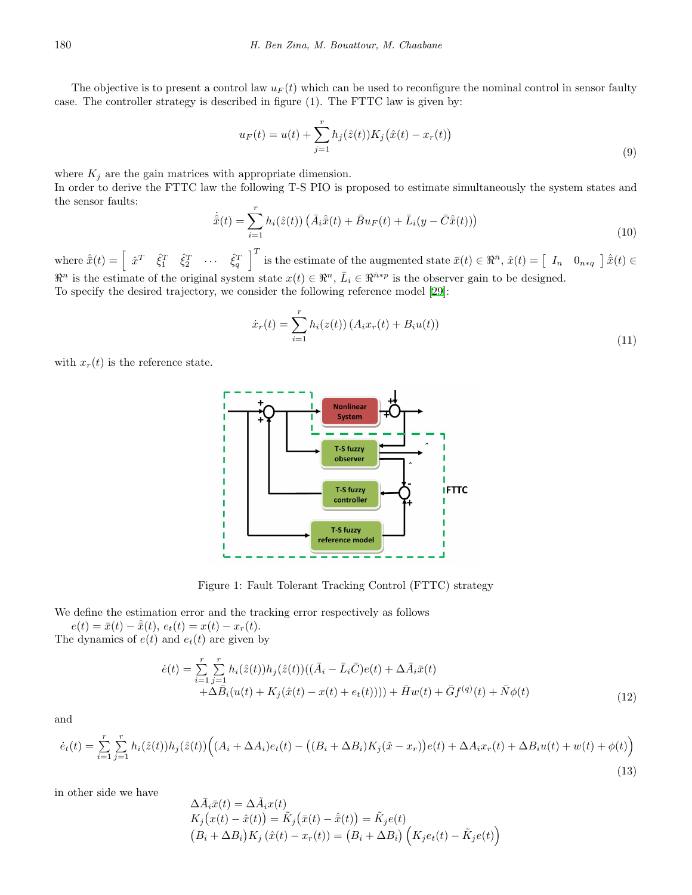The objective is to present a control law $u_F(t)$ which can be used to reconfigure the nominal control in sensor faulty case. The controller strategy is described in figure (1). The FTTC law is given by:

$$u_F(t) = u(t) + \sum_{j=1}^{r} h_j(\hat{z}(t))K_j\big(\hat{x}(t) - x_r(t)\big) \tag{9}$$

where $K_j$ are the gain matrices with appropriate dimension.
In order to derive the FTTC law the following T-S PIO is proposed to estimate simultaneously the system states and the sensor faults:

$$\dot{\hat{\bar{x}}}(t) = \sum_{i=1}^{r} h_i(\hat{z}(t))\left(\bar{A}_i\hat{\bar{x}}(t) + \bar{B}u_F(t) + \bar{L}_i(y - \bar{C}\hat{\bar{x}}(t))\right) \tag{10}$$

where $\hat{\bar{x}}(t) = \begin{bmatrix} \hat{x}^T & \hat{\xi}_1^T & \hat{\xi}_2^T & \cdots & \hat{\xi}_q^T \end{bmatrix}^T$ is the estimate of the augmented state $\bar{x}(t) \in \Re^{\bar{n}}$, $\hat{x}(t) = \begin{bmatrix} I_n & 0_{n*q} \end{bmatrix}\hat{\bar{x}}(t) \in \Re^n$ is the estimate of the original system state $x(t) \in \Re^n$, $\bar{L}_i \in \Re^{\bar{n}*p}$ is the observer gain to be designed.
To specify the desired trajectory, we consider the following reference model [29]:

$$\dot{x}_r(t) = \sum_{i=1}^{r} h_i(z(t))\left(A_i x_r(t) + B_i u(t)\right) \tag{11}$$

with $x_r(t)$ is the reference state.

Figure 1: Fault Tolerant Tracking Control (FTTC) strategy

We define the estimation error and the tracking error respectively as follows
$e(t) = \bar{x}(t) - \hat{\bar{x}}(t)$, $e_t(t) = x(t) - x_r(t)$.
The dynamics of $e(t)$ and $e_t(t)$ are given by

$$\begin{aligned}\dot{e}(t) = \sum_{i=1}^{r}\sum_{j=1}^{r} h_i(\hat{z}(t))h_j(\hat{z}(t))((\bar{A}_i - \bar{L}_i\bar{C})e(t) + \Delta\bar{A}_i\bar{x}(t) \\ +\Delta\bar{B}_i(u(t) + K_j(\hat{x}(t) - x(t) + e_t(t)))) + \bar{H}w(t) + \bar{G}f^{(q)}(t) + \bar{N}\phi(t)\end{aligned} \tag{12}$$

and

$$\dot{e}_t(t) = \sum_{i=1}^{r}\sum_{j=1}^{r} h_i(\hat{z}(t))h_j(\hat{z}(t))\Big((A_i + \Delta A_i)e_t(t) - \big((B_i + \Delta B_i)K_j(\hat{x} - x_r)\big)e(t) + \Delta A_i x_r(t) + \Delta B_i u(t) + w(t) + \phi(t)\Big) \tag{13}$$

in other side we have

$$\begin{aligned}&\Delta\bar{A}_i\bar{x}(t) = \Delta\tilde{A}_i x(t) \\ &K_j\big(x(t) - \hat{x}(t)\big) = \tilde{K}_j\big(\bar{x}(t) - \hat{\bar{x}}(t)\big) = \tilde{K}_j e(t) \\ &\big(B_i + \Delta B_i\big)K_j\left(\hat{x}(t) - x_r(t)\right) = \big(B_i + \Delta B_i\big)\Big(K_j e_t(t) - \tilde{K}_j e(t)\Big)\end{aligned}$$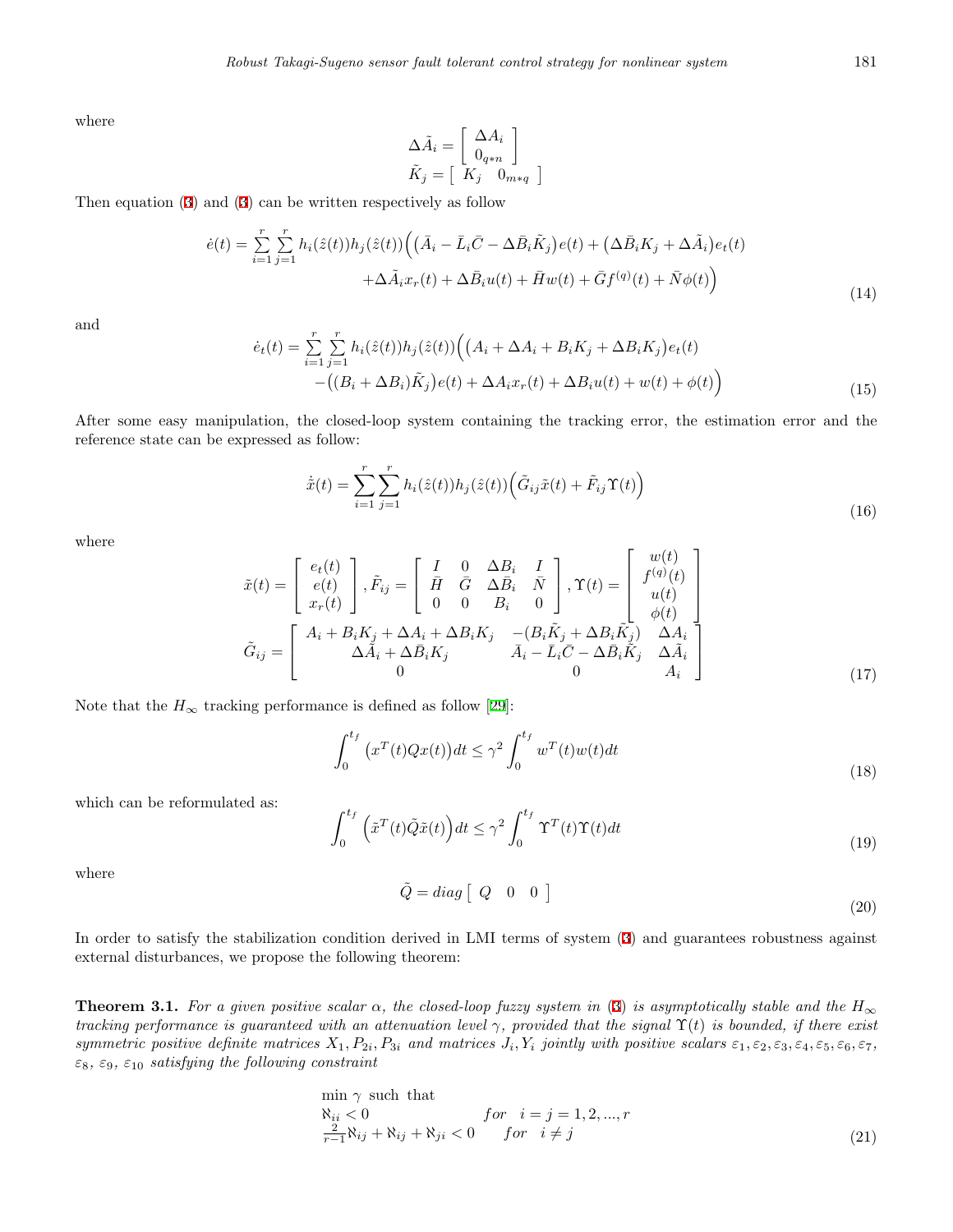where

$$\Delta\tilde{A}_i = \begin{bmatrix} \Delta A_i \\ 0_{q*n} \end{bmatrix}$$
$$\tilde{K}_j = \begin{bmatrix} K_j & 0_{m*q} \end{bmatrix}$$

Then equation (3) and (3) can be written respectively as follow

$$\dot{e}(t) = \sum_{i=1}^{r}\sum_{j=1}^{r} h_i(\hat{z}(t))h_j(\hat{z}(t))\Big(\big(\bar{A}_i - \bar{L}_i\bar{C} - \Delta\bar{B}_i\tilde{K}_j\big)e(t) + \big(\Delta\bar{B}_iK_j + \Delta\tilde{A}_i\big)e_t(t) \\ + \Delta\tilde{A}_i x_r(t) + \Delta\bar{B}_i u(t) + \bar{H}w(t) + \bar{G}f^{(q)}(t) + \bar{N}\phi(t)\Big) \tag{14}$$

and

$$\dot{e}_t(t) = \sum_{i=1}^{r}\sum_{j=1}^{r} h_i(\hat{z}(t))h_j(\hat{z}(t))\Big(\big(A_i + \Delta A_i + B_iK_j + \Delta B_iK_j\big)e_t(t) \\ -\big((B_i + \Delta B_i)\tilde{K}_j\big)e(t) + \Delta A_i x_r(t) + \Delta B_i u(t) + w(t) + \phi(t)\Big) \tag{15}$$

After some easy manipulation, the closed-loop system containing the tracking error, the estimation error and the reference state can be expressed as follow:

$$\dot{\tilde{x}}(t) = \sum_{i=1}^{r}\sum_{j=1}^{r} h_i(\hat{z}(t))h_j(\hat{z}(t))\Big(\tilde{G}_{ij}\tilde{x}(t) + \tilde{F}_{ij}\Upsilon(t)\Big) \tag{16}$$

where

$$\tilde{x}(t) = \begin{bmatrix} e_t(t) \\ e(t) \\ x_r(t) \end{bmatrix}, \tilde{F}_{ij} = \begin{bmatrix} I & 0 & \Delta B_i & I \\ \bar{H} & \bar{G} & \Delta\bar{B}_i & \bar{N} \\ 0 & 0 & B_i & 0 \end{bmatrix}, \Upsilon(t) = \begin{bmatrix} w(t) \\ f^{(q)}(t) \\ u(t) \\ \phi(t) \end{bmatrix}$$
$$\tilde{G}_{ij} = \begin{bmatrix} A_i + B_iK_j + \Delta A_i + \Delta B_iK_j & -(B_i\tilde{K}_j + \Delta B_i\tilde{K}_j) & \Delta A_i \\ \Delta\tilde{A}_i + \Delta\bar{B}_iK_j & \bar{A}_i - \bar{L}_i\bar{C} - \Delta\bar{B}_i\tilde{K}_j & \Delta\tilde{A}_i \\ 0 & 0 & A_i \end{bmatrix} \tag{17}$$

Note that the $H_\infty$ tracking performance is defined as follow [29]:

$$\int_0^{t_f}\big(x^T(t)Qx(t)\big)dt \le \gamma^2 \int_0^{t_f} w^T(t)w(t)dt \tag{18}$$

which can be reformulated as:

$$\int_0^{t_f}\Big(\tilde{x}^T(t)\tilde{Q}\tilde{x}(t)\Big)dt \le \gamma^2 \int_0^{t_f} \Upsilon^T(t)\Upsilon(t)dt \tag{19}$$

where

$$\tilde{Q} = diag\begin{bmatrix} Q & 0 & 0 \end{bmatrix} \tag{20}$$

In order to satisfy the stabilization condition derived in LMI terms of system (3) and guarantees robustness against external disturbances, we propose the following theorem:

**Theorem 3.1.** *For a given positive scalar $\alpha$, the closed-loop fuzzy system in (3) is asymptotically stable and the $H_\infty$ tracking performance is guaranteed with an attenuation level $\gamma$, provided that the signal $\Upsilon(t)$ is bounded, if there exist symmetric positive definite matrices $X_1, P_{2i}, P_{3i}$ and matrices $J_i, Y_i$ jointly with positive scalars $\varepsilon_1, \varepsilon_2, \varepsilon_3, \varepsilon_4, \varepsilon_5, \varepsilon_6, \varepsilon_7$, $\varepsilon_8$, $\varepsilon_9$, $\varepsilon_{10}$ satisfying the following constraint*

$$\begin{aligned} &\min\ \gamma \ \text{ such that} \\ &\aleph_{ii} < 0 \qquad\qquad\qquad\quad for \quad i = j = 1, 2, ..., r \\ &\tfrac{2}{r-1}\aleph_{ij} + \aleph_{ij} + \aleph_{ji} < 0 \qquad for \quad i \ne j \end{aligned} \tag{21}$$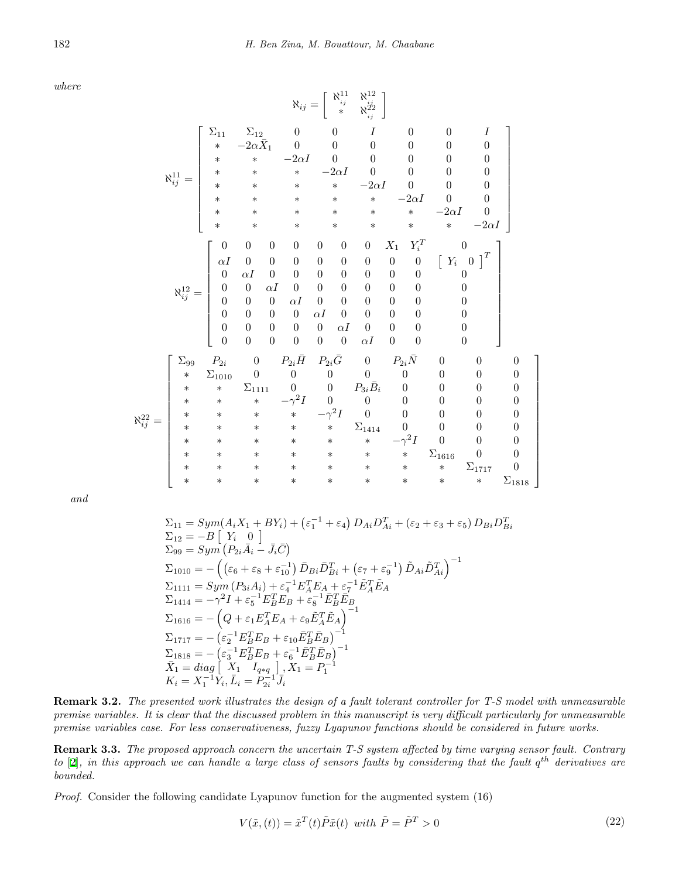*where*

$$\aleph_{ij} = \begin{bmatrix} \aleph_{ij}^{11} & \aleph_{ij}^{12} \\ * & \aleph_{ij}^{22} \end{bmatrix}$$

$$\aleph_{ij}^{11} = \begin{bmatrix} \Sigma_{11} & \Sigma_{12} & 0 & 0 & I & 0 & 0 & I \\ * & -2\alpha\bar{X}_1 & 0 & 0 & 0 & 0 & 0 & 0 \\ * & * & -2\alpha I & 0 & 0 & 0 & 0 & 0 \\ * & * & * & -2\alpha I & 0 & 0 & 0 & 0 \\ * & * & * & * & -2\alpha I & 0 & 0 & 0 \\ * & * & * & * & * & -2\alpha I & 0 & 0 \\ * & * & * & * & * & * & -2\alpha I & 0 \\ * & * & * & * & * & * & * & -2\alpha I \end{bmatrix}$$

$$\aleph_{ij}^{12} = \begin{bmatrix} 0 & 0 & 0 & 0 & 0 & 0 & 0 & X_1 & Y_i^T & 0 \\ \alpha I & 0 & 0 & 0 & 0 & 0 & 0 & 0 & 0 & \begin{bmatrix} Y_i & 0 \end{bmatrix}^T \\ 0 & \alpha I & 0 & 0 & 0 & 0 & 0 & 0 & 0 & 0 \\ 0 & 0 & \alpha I & 0 & 0 & 0 & 0 & 0 & 0 & 0 \\ 0 & 0 & 0 & \alpha I & 0 & 0 & 0 & 0 & 0 & 0 \\ 0 & 0 & 0 & 0 & \alpha I & 0 & 0 & 0 & 0 & 0 \\ 0 & 0 & 0 & 0 & 0 & \alpha I & 0 & 0 & 0 & 0 \\ 0 & 0 & 0 & 0 & 0 & 0 & \alpha I & 0 & 0 & 0 \end{bmatrix}$$

$$\aleph_{ij}^{22} = \begin{bmatrix} \Sigma_{99} & P_{2i} & 0 & P_{2i}\bar{H} & P_{2i}\bar{G} & 0 & P_{2i}\bar{N} & 0 & 0 & 0 \\ * & \Sigma_{1010} & 0 & 0 & 0 & 0 & 0 & 0 & 0 & 0 \\ * & * & \Sigma_{1111} & 0 & 0 & P_{3i}\bar{B}_i & 0 & 0 & 0 & 0 \\ * & * & * & -\gamma^2 I & 0 & 0 & 0 & 0 & 0 & 0 \\ * & * & * & * & -\gamma^2 I & 0 & 0 & 0 & 0 & 0 \\ * & * & * & * & * & \Sigma_{1414} & 0 & 0 & 0 & 0 \\ * & * & * & * & * & * & -\gamma^2 I & 0 & 0 & 0 \\ * & * & * & * & * & * & * & \Sigma_{1616} & 0 & 0 \\ * & * & * & * & * & * & * & * & \Sigma_{1717} & 0 \\ * & * & * & * & * & * & * & * & * & \Sigma_{1818} \end{bmatrix}$$

*and*

$$\begin{aligned}
&\Sigma_{11} = Sym(A_i X_1 + BY_i) + \left(\varepsilon_1^{-1} + \varepsilon_4\right) D_{Ai} D_{Ai}^T + \left(\varepsilon_2 + \varepsilon_3 + \varepsilon_5\right) D_{Bi} D_{Bi}^T \\
&\Sigma_{12} = -B \begin{bmatrix} Y_i & 0 \end{bmatrix} \\
&\Sigma_{99} = Sym\left(P_{2i}\bar{A}_i - \bar{J}_i\bar{C}\right) \\
&\Sigma_{1010} = -\left(\left(\varepsilon_6 + \varepsilon_8 + \varepsilon_{10}^{-1}\right)\bar{D}_{Bi}\bar{D}_{Bi}^T + \left(\varepsilon_7 + \varepsilon_9^{-1}\right)\tilde{D}_{Ai}\tilde{D}_{Ai}^T\right)^{-1} \\
&\Sigma_{1111} = Sym\left(P_{3i}A_i\right) + \varepsilon_4^{-1} E_A^T E_A + \varepsilon_7^{-1} \tilde{E}_A^T \tilde{E}_A \\
&\Sigma_{1414} = -\gamma^2 I + \varepsilon_5^{-1} E_B^T E_B + \varepsilon_8^{-1} \bar{E}_B^T \bar{E}_B \\
&\Sigma_{1616} = -\left(Q + \varepsilon_1 E_A^T E_A + \varepsilon_9 \tilde{E}_A^T \tilde{E}_A\right)^{-1} \\
&\Sigma_{1717} = -\left(\varepsilon_2^{-1} E_B^T E_B + \varepsilon_{10} \bar{E}_B^T \bar{E}_B\right)^{-1} \\
&\Sigma_{1818} = -\left(\varepsilon_3^{-1} E_B^T E_B + \varepsilon_6^{-1} \bar{E}_B^T \bar{E}_B\right)^{-1} \\
&\bar{X}_1 = diag\begin{bmatrix} X_1 & I_{q*q} \end{bmatrix}, X_1 = P_1^{-1} \\
&K_i = X_1^{-1} Y_i, \bar{L}_i = P_{2i}^{-1} \bar{J}_i
\end{aligned}$$

**Remark 3.2.** *The presented work illustrates the design of a fault tolerant controller for T-S model with unmeasurable premise variables. It is clear that the discussed problem in this manuscript is very difficult particularly for unmeasurable premise variables case. For less conservativeness, fuzzy Lyapunov functions should be considered in future works.*

**Remark 3.3.** *The proposed approach concern the uncertain T-S system affected by time varying sensor fault. Contrary to [2], in this approach we can handle a large class of sensors faults by considering that the fault $q^{th}$ derivatives are bounded.*

*Proof.* Consider the following candidate Lyapunov function for the augmented system (16)

$$V(\tilde{x}, (t)) = \tilde{x}^T(t)\tilde{P}\tilde{x}(t) \ \ with \ \ \tilde{P} = \tilde{P}^T > 0 \tag{22}$$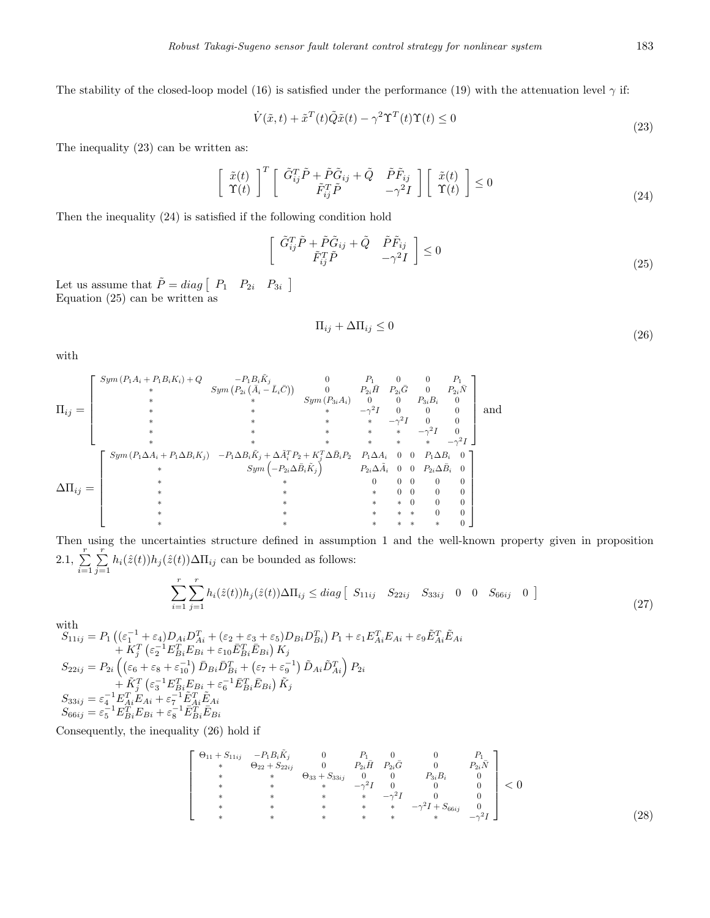The stability of the closed-loop model (16) is satisfied under the performance (19) with the attenuation level $\gamma$ if:

$$\dot{V}(\tilde{x},t) + \tilde{x}^T(t)\tilde{Q}\tilde{x}(t) - \gamma^2\Upsilon^T(t)\Upsilon(t) \leq 0 \tag{23}$$

The inequality (23) can be written as:

$$\begin{bmatrix} \tilde{x}(t) \\ \Upsilon(t) \end{bmatrix}^T \begin{bmatrix} \tilde{G}_{ij}^T\tilde{P} + \tilde{P}\tilde{G}_{ij} + \tilde{Q} & \tilde{P}\tilde{F}_{ij} \\ \tilde{F}_{ij}^T\tilde{P} & -\gamma^2 I \end{bmatrix} \begin{bmatrix} \tilde{x}(t) \\ \Upsilon(t) \end{bmatrix} \leq 0 \tag{24}$$

Then the inequality (24) is satisfied if the following condition hold

$$\begin{bmatrix} \tilde{G}_{ij}^T\tilde{P} + \tilde{P}\tilde{G}_{ij} + \tilde{Q} & \tilde{P}\tilde{F}_{ij} \\ \tilde{F}_{ij}^T\tilde{P} & -\gamma^2 I \end{bmatrix} \leq 0 \tag{25}$$

Let us assume that $\tilde{P} = diag\begin{bmatrix} P_1 & P_{2i} & P_{3i} \end{bmatrix}$
Equation (25) can be written as

$$\Pi_{ij} + \Delta\Pi_{ij} \leq 0 \tag{26}$$

with

$$\Pi_{ij} = \begin{bmatrix} Sym\left(P_1A_i + P_1B_iK_i\right) + Q & -P_1B_i\tilde{K}_j & 0 & P_1 & 0 & 0 & P_1 \\ * & Sym\left(P_{2i}\left(\bar{A}_i - \bar{L}_i\bar{C}\right)\right) & 0 & P_{2i}\bar{H} & P_{2i}\bar{G} & 0 & P_{2i}\bar{N} \\ * & * & Sym\left(P_{3i}A_i\right) & 0 & 0 & P_{3i}B_i & 0 \\ * & * & * & -\gamma^2 I & 0 & 0 & 0 \\ * & * & * & * & -\gamma^2 I & 0 & 0 \\ * & * & * & * & * & -\gamma^2 I & 0 \\ * & * & * & * & * & * & -\gamma^2 I \end{bmatrix} \text{ and}$$

$$\Delta\Pi_{ij} = \begin{bmatrix} Sym\left(P_1\Delta A_i + P_1\Delta B_iK_j\right) & -P_1\Delta B_i\tilde{K}_j + \Delta\tilde{A}_i^TP_2 + K_j^T\Delta\bar{B}_iP_2 & P_1\Delta A_i & 0 & 0 & P_1\Delta B_i & 0 \\ * & Sym\left(-P_{2i}\Delta\bar{B}_i\tilde{K}_j\right) & P_{2i}\Delta\tilde{A}_i & 0 & 0 & P_{2i}\Delta\bar{B}_i & 0 \\ * & * & 0 & 0 & 0 & 0 & 0 \\ * & * & * & 0 & 0 & 0 & 0 \\ * & * & * & * & 0 & 0 & 0 \\ * & * & * & * & * & 0 & 0 \\ * & * & * & * & * & * & 0 \end{bmatrix}$$

Then using the uncertainties structure defined in assumption 1 and the well-known property given in proposition 2.1, $\sum_{i=1}^{r}\sum_{j=1}^{r} h_i(\hat{z}(t))h_j(\hat{z}(t))\Delta\Pi_{ij}$ can be bounded as follows:

$$\sum_{i=1}^{r}\sum_{j=1}^{r} h_i(\hat{z}(t))h_j(\hat{z}(t))\Delta\Pi_{ij} \leq diag\begin{bmatrix} S_{11ij} & S_{22ij} & S_{33ij} & 0 & 0 & S_{66ij} & 0 \end{bmatrix} \tag{27}$$

with

$$\begin{aligned}
S_{11ij} &= P_1\left((\varepsilon_1^{-1} + \varepsilon_4)D_{Ai}D_{Ai}^T + (\varepsilon_2 + \varepsilon_3 + \varepsilon_5)D_{Bi}D_{Bi}^T\right)P_1 + \varepsilon_1E_{Ai}^TE_{Ai} + \varepsilon_9\tilde{E}_{Ai}^T\tilde{E}_{Ai} \\
&\quad + K_j^T\left(\varepsilon_2^{-1}E_{Bi}^TE_{Bi} + \varepsilon_{10}\bar{E}_{Bi}^T\bar{E}_{Bi}\right)K_j \\
S_{22ij} &= P_{2i}\left(\left(\varepsilon_6 + \varepsilon_8 + \varepsilon_{10}^{-1}\right)\bar{D}_{Bi}\bar{D}_{Bi}^T + \left(\varepsilon_7 + \varepsilon_9^{-1}\right)\tilde{D}_{Ai}\tilde{D}_{Ai}^T\right)P_{2i} \\
&\quad + \tilde{K}_j^T\left(\varepsilon_3^{-1}E_{Bi}^TE_{Bi} + \varepsilon_6^{-1}\bar{E}_{Bi}^T\bar{E}_{Bi}\right)\tilde{K}_j \\
S_{33ij} &= \varepsilon_4^{-1}E_{Ai}^TE_{Ai} + \varepsilon_7^{-1}\tilde{E}_{Ai}^T\tilde{E}_{Ai} \\
S_{66ij} &= \varepsilon_5^{-1}E_{Bi}^TE_{Bi} + \varepsilon_8^{-1}\bar{E}_{Bi}^T\bar{E}_{Bi}
\end{aligned}$$

Consequently, the inequality (26) hold if

$$\begin{bmatrix} \Theta_{11} + S_{11ij} & -P_1B_i\tilde{K}_j & 0 & P_1 & 0 & 0 & P_1 \\ * & \Theta_{22} + S_{22ij} & 0 & P_{2i}\bar{H} & P_{2i}\bar{G} & 0 & P_{2i}\bar{N} \\ * & * & \Theta_{33} + S_{33ij} & 0 & 0 & P_{3i}B_i & 0 \\ * & * & * & -\gamma^2 I & 0 & 0 & 0 \\ * & * & * & * & -\gamma^2 I & 0 & 0 \\ * & * & * & * & * & -\gamma^2 I + S_{66ij} & 0 \\ * & * & * & * & * & * & -\gamma^2 I \end{bmatrix} < 0 \tag{28}$$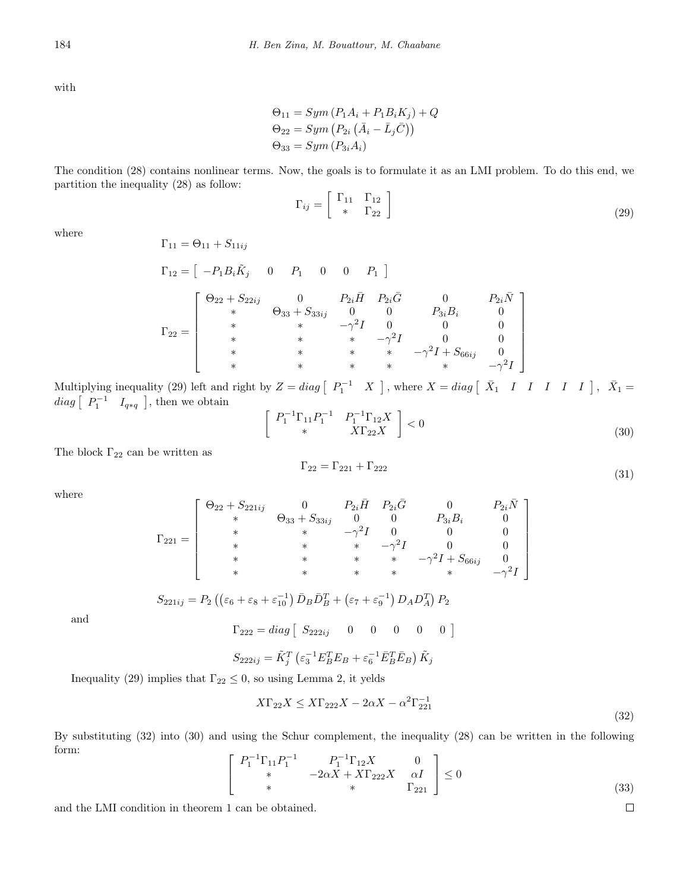with

$$\Theta_{11} = Sym\left(P_1 A_i + P_1 B_i K_j\right) + Q$$
$$\Theta_{22} = Sym\left(P_{2i}\left(\bar{A}_i - \bar{L}_j \bar{C}\right)\right)$$
$$\Theta_{33} = Sym\left(P_{3i} A_i\right)$$

The condition (28) contains nonlinear terms. Now, the goals is to formulate it as an LMI problem. To do this end, we partition the inequality (28) as follow:

$$\Gamma_{ij} = \begin{bmatrix} \Gamma_{11} & \Gamma_{12} \\ * & \Gamma_{22} \end{bmatrix} \tag{29}$$

where

$$\Gamma_{11} = \Theta_{11} + S_{11ij}$$

$$\Gamma_{12} = \begin{bmatrix} -P_1 B_i \tilde{K}_j & 0 & P_1 & 0 & 0 & P_1 \end{bmatrix}$$

$$\Gamma_{22} = \begin{bmatrix} \Theta_{22} + S_{22ij} & 0 & P_{2i}\bar{H} & P_{2i}\bar{G} & 0 & P_{2i}\bar{N} \\ * & \Theta_{33} + S_{33ij} & 0 & 0 & P_{3i}B_i & 0 \\ * & * & -\gamma^2 I & 0 & 0 & 0 \\ * & * & * & -\gamma^2 I & 0 & 0 \\ * & * & * & * & -\gamma^2 I + S_{66ij} & 0 \\ * & * & * & * & * & -\gamma^2 I \end{bmatrix}$$

Multiplying inequality (29) left and right by $Z = diag\begin{bmatrix} P_1^{-1} & X \end{bmatrix}$, where $X = diag\begin{bmatrix} \bar{X}_1 & I & I & I & I & I \end{bmatrix}$, $\bar{X}_1 = diag\begin{bmatrix} P_1^{-1} & I_{q*q} \end{bmatrix}$, then we obtain

$$\begin{bmatrix} P_1^{-1}\Gamma_{11}P_1^{-1} & P_1^{-1}\Gamma_{12}X \\ * & X\Gamma_{22}X \end{bmatrix} < 0 \tag{30}$$

The block $\Gamma_{22}$ can be written as

$$\Gamma_{22} = \Gamma_{221} + \Gamma_{222} \tag{31}$$

where

$$\Gamma_{221} = \begin{bmatrix} \Theta_{22} + S_{221ij} & 0 & P_{2i}\bar{H} & P_{2i}\bar{G} & 0 & P_{2i}\bar{N} \\ * & \Theta_{33} + S_{33ij} & 0 & 0 & P_{3i}B_i & 0 \\ * & * & -\gamma^2 I & 0 & 0 & 0 \\ * & * & * & -\gamma^2 I & 0 & 0 \\ * & * & * & * & -\gamma^2 I + S_{66ij} & 0 \\ * & * & * & * & * & -\gamma^2 I \end{bmatrix}$$

$$S_{221ij} = P_2\left(\left(\varepsilon_6 + \varepsilon_8 + \varepsilon_{10}^{-1}\right)\bar{D}_B\bar{D}_B^T + \left(\varepsilon_7 + \varepsilon_9^{-1}\right)D_A D_A^T\right)P_2$$

and

$$\Gamma_{222} = diag\begin{bmatrix} S_{222ij} & 0 & 0 & 0 & 0 & 0 \end{bmatrix}$$

$$S_{222ij} = \tilde{K}_j^T\left(\varepsilon_3^{-1}E_B^T E_B + \varepsilon_6^{-1}\bar{E}_B^T\bar{E}_B\right)\tilde{K}_j$$

Inequality (29) implies that $\Gamma_{22} \leq 0$, so using Lemma 2, it yelds

$$X\Gamma_{22}X \leq X\Gamma_{222}X - 2\alpha X - \alpha^2\Gamma_{221}^{-1} \tag{32}$$

By substituting (32) into (30) and using the Schur complement, the inequality (28) can be written in the following form:

$$\begin{bmatrix} P_1^{-1}\Gamma_{11}P_1^{-1} & P_1^{-1}\Gamma_{12}X & 0 \\ * & -2\alpha X + X\Gamma_{222}X & \alpha I \\ * & * & \Gamma_{221} \end{bmatrix} \leq 0 \tag{33}$$

and the LMI condition in theorem 1 can be obtained. □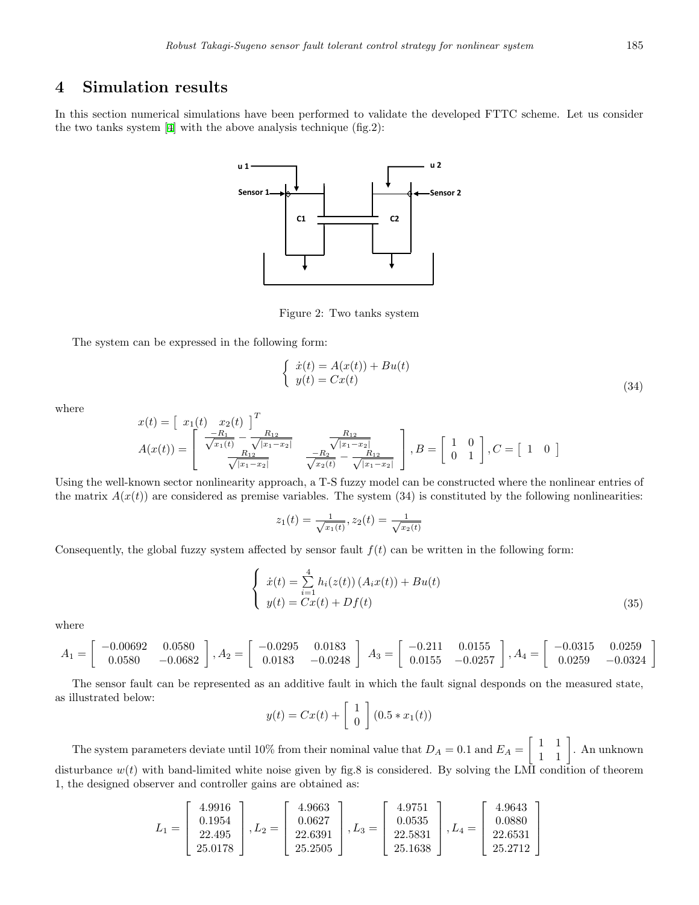## 4 Simulation results

In this section numerical simulations have been performed to validate the developed FTTC scheme. Let us consider the two tanks system [4] with the above analysis technique (fig.2):

Figure 2: Two tanks system

The system can be expressed in the following form:

$$\begin{cases} \dot{x}(t) = A(x(t)) + Bu(t) \\ y(t) = Cx(t) \end{cases} \tag{34}$$

where

$$x(t) = \begin{bmatrix} x_1(t) & x_2(t) \end{bmatrix}^T$$

$$A(x(t)) = \begin{bmatrix} \frac{-R_1}{\sqrt{x_1(t)}} - \frac{R_{12}}{\sqrt{|x_1 - x_2|}} & \frac{R_{12}}{\sqrt{|x_1 - x_2|}} \\ \frac{R_{12}}{\sqrt{|x_1 - x_2|}} & \frac{-R_2}{\sqrt{x_2(t)}} - \frac{R_{12}}{\sqrt{|x_1 - x_2|}} \end{bmatrix}, B = \begin{bmatrix} 1 & 0 \\ 0 & 1 \end{bmatrix}, C = \begin{bmatrix} 1 & 0 \end{bmatrix}$$

Using the well-known sector nonlinearity approach, a T-S fuzzy model can be constructed where the nonlinear entries of the matrix $A(x(t))$ are considered as premise variables. The system (34) is constituted by the following nonlinearities:

$$z_1(t) = \frac{1}{\sqrt{x_1(t)}}, z_2(t) = \frac{1}{\sqrt{x_2(t)}}$$

Consequently, the global fuzzy system affected by sensor fault $f(t)$ can be written in the following form:

$$\begin{cases} \dot{x}(t) = \sum_{i=1}^{4} h_i(z(t)) \left( A_i x(t) \right) + Bu(t) \\ y(t) = Cx(t) + Df(t) \end{cases} \tag{35}$$

where

$$A_1 = \begin{bmatrix} -0.00692 & 0.0580 \\ 0.0580 & -0.0682 \end{bmatrix}, A_2 = \begin{bmatrix} -0.0295 & 0.0183 \\ 0.0183 & -0.0248 \end{bmatrix} \; A_3 = \begin{bmatrix} -0.211 & 0.0155 \\ 0.0155 & -0.0257 \end{bmatrix}, A_4 = \begin{bmatrix} -0.0315 & 0.0259 \\ 0.0259 & -0.0324 \end{bmatrix}$$

The sensor fault can be represented as an additive fault in which the fault signal desponds on the measured state, as illustrated below:

$$y(t) = Cx(t) + \begin{bmatrix} 1 \\ 0 \end{bmatrix} (0.5 * x_1(t))$$

The system parameters deviate until 10% from their nominal value that $D_A = 0.1$ and $E_A = \begin{bmatrix} 1 & 1 \\ 1 & 1 \end{bmatrix}$. An unknown disturbance $w(t)$ with band-limited white noise given by fig.8 is considered. By solving the LMI condition of theorem 1, the designed observer and controller gains are obtained as:

$$L_1 = \begin{bmatrix} 4.9916 \\ 0.1954 \\ 22.495 \\ 25.0178 \end{bmatrix}, L_2 = \begin{bmatrix} 4.9663 \\ 0.0627 \\ 22.6391 \\ 25.2505 \end{bmatrix}, L_3 = \begin{bmatrix} 4.9751 \\ 0.0535 \\ 22.5831 \\ 25.1638 \end{bmatrix}, L_4 = \begin{bmatrix} 4.9643 \\ 0.0880 \\ 22.6531 \\ 25.2712 \end{bmatrix}$$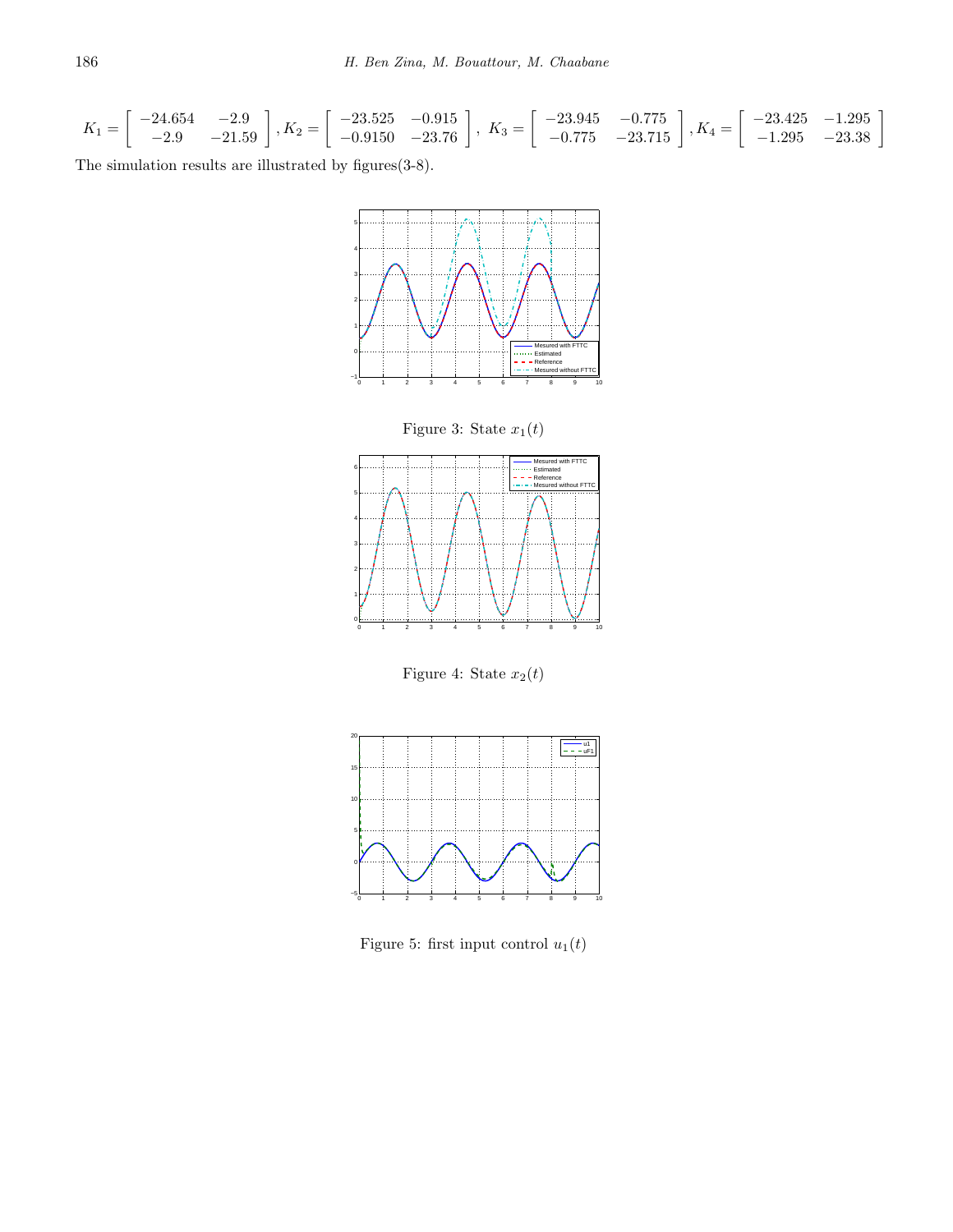$$K_1 = \begin{bmatrix} -24.654 & -2.9 \\ -2.9 & -21.59 \end{bmatrix}, K_2 = \begin{bmatrix} -23.525 & -0.915 \\ -0.9150 & -23.76 \end{bmatrix}, \ K_3 = \begin{bmatrix} -23.945 & -0.775 \\ -0.775 & -23.715 \end{bmatrix}, K_4 = \begin{bmatrix} -23.425 & -1.295 \\ -1.295 & -23.38 \end{bmatrix}$$

The simulation results are illustrated by figures(3-8).

Figure 3: State $x_1(t)$

Figure 4: State $x_2(t)$

Figure 5: first input control $u_1(t)$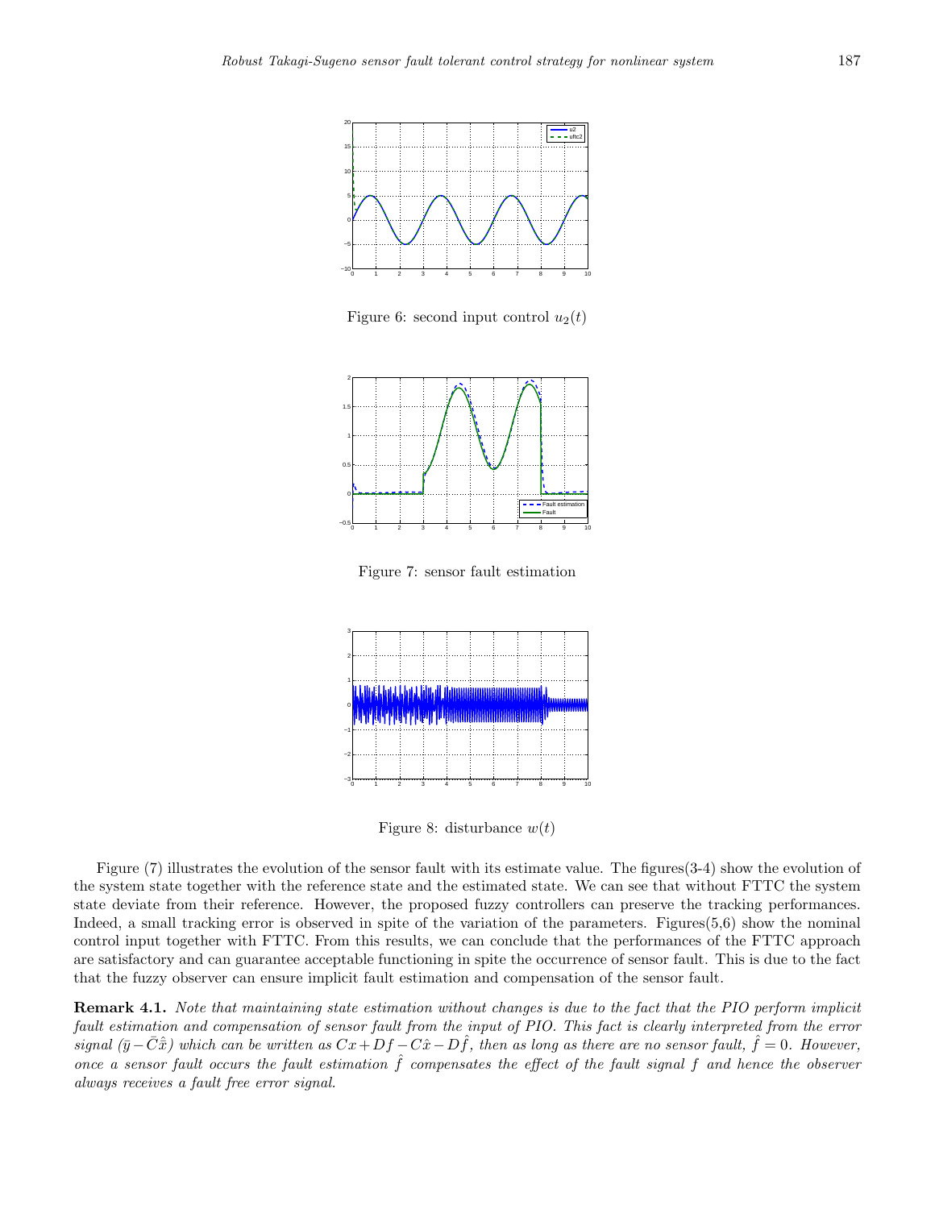Figure 6: second input control $u_2(t)$

Figure 7: sensor fault estimation

Figure 8: disturbance $w(t)$

Figure (7) illustrates the evolution of the sensor fault with its estimate value. The figures(3-4) show the evolution of the system state together with the reference state and the estimated state. We can see that without FTTC the system state deviate from their reference. However, the proposed fuzzy controllers can preserve the tracking performances. Indeed, a small tracking error is observed in spite of the variation of the parameters. Figures(5,6) show the nominal control input together with FTTC. From this results, we can conclude that the performances of the FTTC approach are satisfactory and can guarantee acceptable functioning in spite the occurrence of sensor fault. This is due to the fact that the fuzzy observer can ensure implicit fault estimation and compensation of the sensor fault.

**Remark 4.1.** *Note that maintaining state estimation without changes is due to the fact that the PIO perform implicit fault estimation and compensation of sensor fault from the input of PIO. This fact is clearly interpreted from the error signal ($\bar{y} - \bar{C}\hat{\bar{x}}$) which can be written as $Cx + Df - C\hat{x} - D\hat{f}$, then as long as there are no sensor fault, $\hat{f} = 0$. However, once a sensor fault occurs the fault estimation $\hat{f}$ compensates the effect of the fault signal $f$ and hence the observer always receives a fault free error signal.*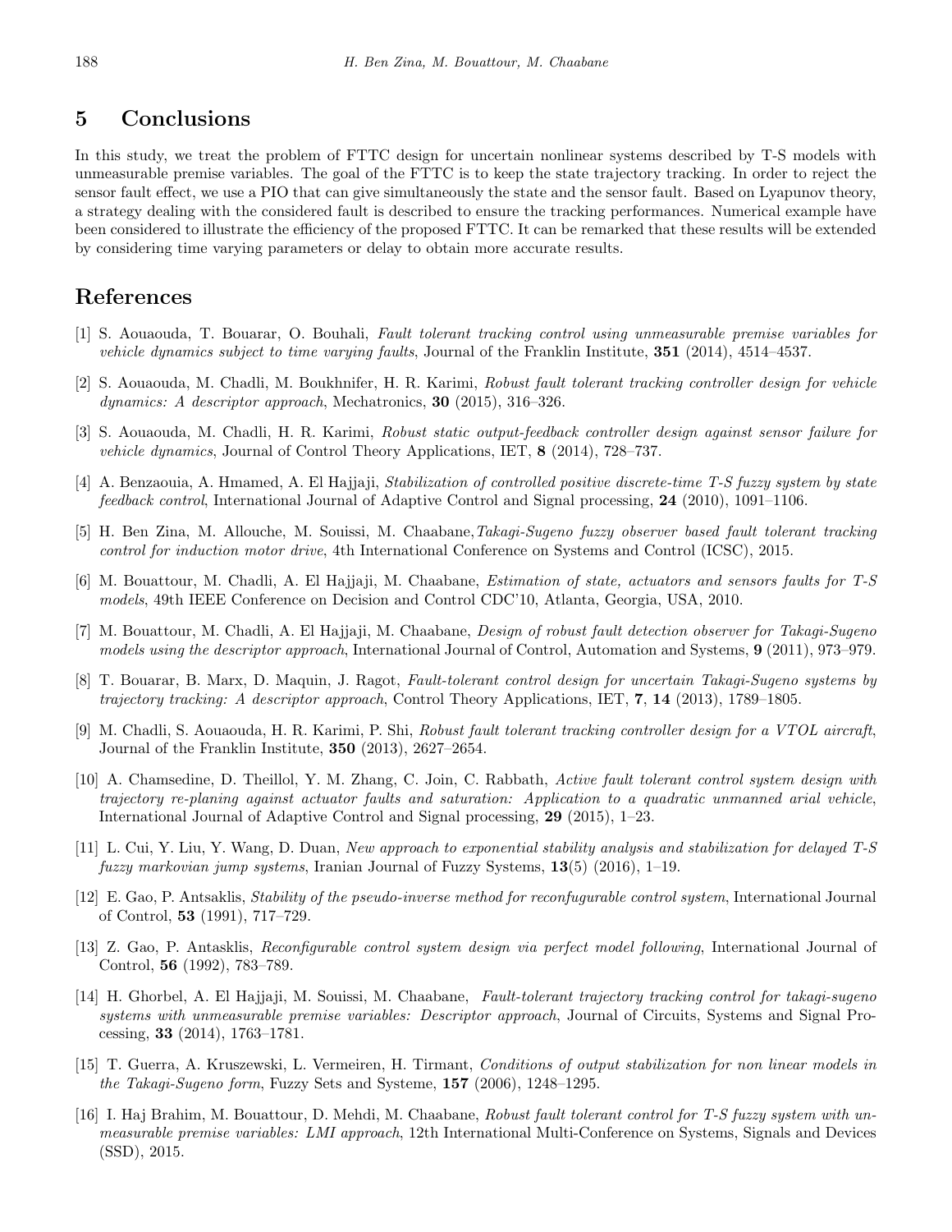## 5 Conclusions

In this study, we treat the problem of FTTC design for uncertain nonlinear systems described by T-S models with unmeasurable premise variables. The goal of the FTTC is to keep the state trajectory tracking. In order to reject the sensor fault effect, we use a PIO that can give simultaneously the state and the sensor fault. Based on Lyapunov theory, a strategy dealing with the considered fault is described to ensure the tracking performances. Numerical example have been considered to illustrate the efficiency of the proposed FTTC. It can be remarked that these results will be extended by considering time varying parameters or delay to obtain more accurate results.

## References

[1] S. Aouaouda, T. Bouarar, O. Bouhali, *Fault tolerant tracking control using unmeasurable premise variables for vehicle dynamics subject to time varying faults*, Journal of the Franklin Institute, **351** (2014), 4514–4537.

[2] S. Aouaouda, M. Chadli, M. Boukhnifer, H. R. Karimi, *Robust fault tolerant tracking controller design for vehicle dynamics: A descriptor approach*, Mechatronics, **30** (2015), 316–326.

[3] S. Aouaouda, M. Chadli, H. R. Karimi, *Robust static output-feedback controller design against sensor failure for vehicle dynamics*, Journal of Control Theory Applications, IET, **8** (2014), 728–737.

[4] A. Benzaouia, A. Hmamed, A. El Hajjaji, *Stabilization of controlled positive discrete-time T-S fuzzy system by state feedback control*, International Journal of Adaptive Control and Signal processing, **24** (2010), 1091–1106.

[5] H. Ben Zina, M. Allouche, M. Souissi, M. Chaabane,*Takagi-Sugeno fuzzy observer based fault tolerant tracking control for induction motor drive*, 4th International Conference on Systems and Control (ICSC), 2015.

[6] M. Bouattour, M. Chadli, A. El Hajjaji, M. Chaabane, *Estimation of state, actuators and sensors faults for T-S models*, 49th IEEE Conference on Decision and Control CDC'10, Atlanta, Georgia, USA, 2010.

[7] M. Bouattour, M. Chadli, A. El Hajjaji, M. Chaabane, *Design of robust fault detection observer for Takagi-Sugeno models using the descriptor approach*, International Journal of Control, Automation and Systems, **9** (2011), 973–979.

[8] T. Bouarar, B. Marx, D. Maquin, J. Ragot, *Fault-tolerant control design for uncertain Takagi-Sugeno systems by trajectory tracking: A descriptor approach*, Control Theory Applications, IET, **7**, **14** (2013), 1789–1805.

[9] M. Chadli, S. Aouaouda, H. R. Karimi, P. Shi, *Robust fault tolerant tracking controller design for a VTOL aircraft*, Journal of the Franklin Institute, **350** (2013), 2627–2654.

[10] A. Chamsedine, D. Theillol, Y. M. Zhang, C. Join, C. Rabbath, *Active fault tolerant control system design with trajectory re-planing against actuator faults and saturation: Application to a quadratic unmanned arial vehicle*, International Journal of Adaptive Control and Signal processing, **29** (2015), 1–23.

[11] L. Cui, Y. Liu, Y. Wang, D. Duan, *New approach to exponential stability analysis and stabilization for delayed T-S fuzzy markovian jump systems*, Iranian Journal of Fuzzy Systems, **13**(5) (2016), 1–19.

[12] E. Gao, P. Antsaklis, *Stability of the pseudo-inverse method for reconfugurable control system*, International Journal of Control, **53** (1991), 717–729.

[13] Z. Gao, P. Antasklis, *Reconfigurable control system design via perfect model following*, International Journal of Control, **56** (1992), 783–789.

[14] H. Ghorbel, A. El Hajjaji, M. Souissi, M. Chaabane, *Fault-tolerant trajectory tracking control for takagi-sugeno systems with unmeasurable premise variables: Descriptor approach*, Journal of Circuits, Systems and Signal Processing, **33** (2014), 1763–1781.

[15] T. Guerra, A. Kruszewski, L. Vermeiren, H. Tirmant, *Conditions of output stabilization for non linear models in the Takagi-Sugeno form*, Fuzzy Sets and Systeme, **157** (2006), 1248–1295.

[16] I. Haj Brahim, M. Bouattour, D. Mehdi, M. Chaabane, *Robust fault tolerant control for T-S fuzzy system with unmeasurable premise variables: LMI approach*, 12th International Multi-Conference on Systems, Signals and Devices (SSD), 2015.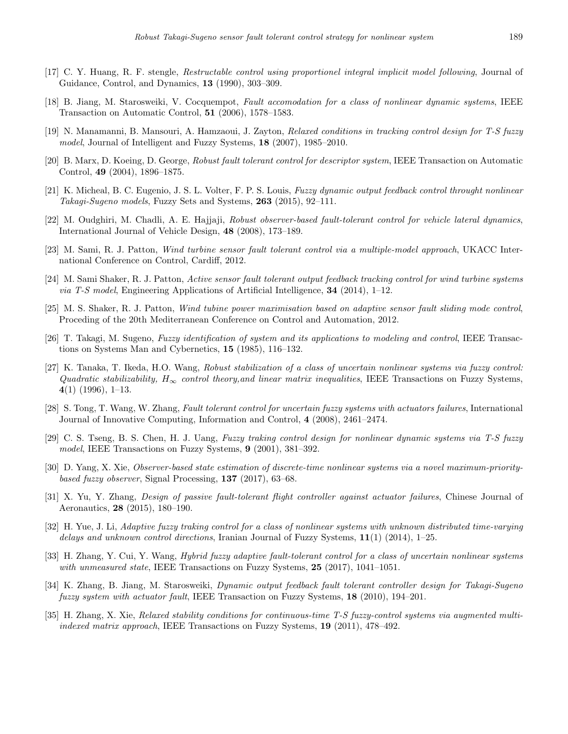[17] C. Y. Huang, R. F. stengle, *Restructable control using proportionel integral implicit model following*, Journal of Guidance, Control, and Dynamics, **13** (1990), 303–309.

[18] B. Jiang, M. Starosweiki, V. Cocquempot, *Fault accomodation for a class of nonlinear dynamic systems*, IEEE Transaction on Automatic Control, **51** (2006), 1578–1583.

[19] N. Manamanni, B. Mansouri, A. Hamzaoui, J. Zayton, *Relaxed conditions in tracking control desiyn for T-S fuzzy model*, Journal of Intelligent and Fuzzy Systems, **18** (2007), 1985–2010.

[20] B. Marx, D. Koeing, D. George, *Robust fault tolerant control for descriptor system*, IEEE Transaction on Automatic Control, **49** (2004), 1896–1875.

[21] K. Micheal, B. C. Eugenio, J. S. L. Volter, F. P. S. Louis, *Fuzzy dynamic output feedback control throught nonlinear Takagi-Sugeno models*, Fuzzy Sets and Systems, **263** (2015), 92–111.

[22] M. Oudghiri, M. Chadli, A. E. Hajjaji, *Robust observer-based fault-tolerant control for vehicle lateral dynamics*, International Journal of Vehicle Design, **48** (2008), 173–189.

[23] M. Sami, R. J. Patton, *Wind turbine sensor fault tolerant control via a multiple-model approach*, UKACC International Conference on Control, Cardiff, 2012.

[24] M. Sami Shaker, R. J. Patton, *Active sensor fault tolerant output feedback tracking control for wind turbine systems via T-S model*, Engineering Applications of Artificial Intelligence, **34** (2014), 1–12.

[25] M. S. Shaker, R. J. Patton, *Wind tubine power maximisation based on adaptive sensor fault sliding mode control*, Proceding of the 20th Mediterranean Conference on Control and Automation, 2012.

[26] T. Takagi, M. Sugeno, *Fuzzy identification of system and its applications to modeling and control*, IEEE Transactions on Systems Man and Cybernetics, **15** (1985), 116–132.

[27] K. Tanaka, T. Ikeda, H.O. Wang, *Robust stabilization of a class of uncertain nonlinear systems via fuzzy control: Quadratic stabilizability, $H_\infty$ control theory,and linear matrix inequalities*, IEEE Transactions on Fuzzy Systems, **4**(1) (1996), 1–13.

[28] S. Tong, T. Wang, W. Zhang, *Fault tolerant control for uncertain fuzzy systems with actuators failures*, International Journal of Innovative Computing, Information and Control, **4** (2008), 2461–2474.

[29] C. S. Tseng, B. S. Chen, H. J. Uang, *Fuzzy traking control design for nonlinear dynamic systems via T-S fuzzy model*, IEEE Transactions on Fuzzy Systems, **9** (2001), 381–392.

[30] D. Yang, X. Xie, *Observer-based state estimation of discrete-time nonlinear systems via a novel maximum-priority-based fuzzy observer*, Signal Processing, **137** (2017), 63–68.

[31] X. Yu, Y. Zhang, *Design of passive fault-tolerant flight controller against actuator failures*, Chinese Journal of Aeronautics, **28** (2015), 180–190.

[32] H. Yue, J. Li, *Adaptive fuzzy traking control for a class of nonlinear systems with unknown distributed time-varying delays and unknown control directions*, Iranian Journal of Fuzzy Systems, **11**(1) (2014), 1–25.

[33] H. Zhang, Y. Cui, Y. Wang, *Hybrid fuzzy adaptive fault-tolerant control for a class of uncertain nonlinear systems with unmeasured state*, IEEE Transactions on Fuzzy Systems, **25** (2017), 1041–1051.

[34] K. Zhang, B. Jiang, M. Starosweiki, *Dynamic output feedback fault tolerant controller design for Takagi-Sugeno fuzzy system with actuator fault*, IEEE Transaction on Fuzzy Systems, **18** (2010), 194–201.

[35] H. Zhang, X. Xie, *Relaxed stability conditions for continuous-time T-S fuzzy-control systems via augmented multi-indexed matrix approach*, IEEE Transactions on Fuzzy Systems, **19** (2011), 478–492.